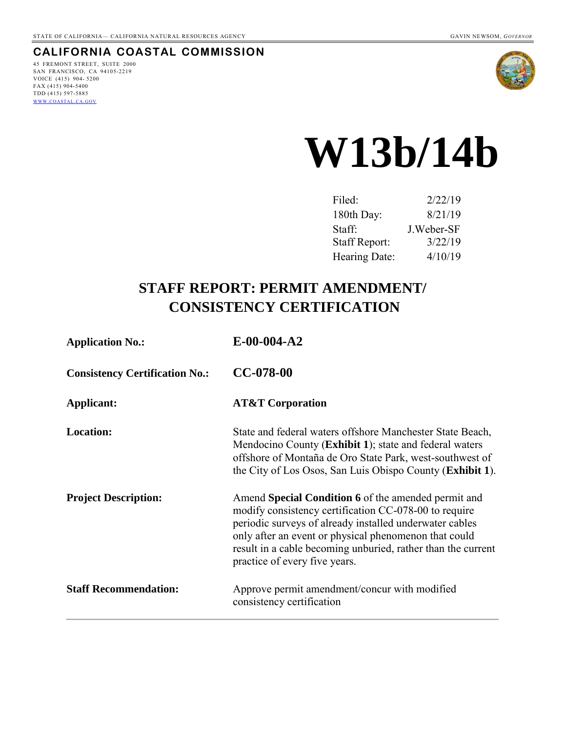STATE OF CALIFORNIA— CALIFORNIA NATURAL RESOURCES AGENCY GAVIN NEWSOM, *GOVERNOR*

**CALIFORNIA COASTAL COMMISSION**

45 FREMONT STREET, SUITE 2000
SAN FRANCISCO, CA 94105-2219
VOICE (415) 904- 5200
FAX (415) 904-5400
TDD (415) 597-5885
WWW.COASTAL.CA.GOV

# W13b/14b

| | |
|---|---|
| Filed: | 2/22/19 |
| 180th Day: | 8/21/19 |
| Staff: | J.Weber-SF |
| Staff Report: | 3/22/19 |
| Hearing Date: | 4/10/19 |

## STAFF REPORT: PERMIT AMENDMENT/ CONSISTENCY CERTIFICATION

| | |
|---|---|
| **Application No.:** | **E-00-004-A2** |
| **Consistency Certification No.:** | **CC-078-00** |
| **Applicant:** | **AT&T Corporation** |
| **Location:** | State and federal waters offshore Manchester State Beach, Mendocino County (**Exhibit 1**); state and federal waters offshore of Montaña de Oro State Park, west-southwest of the City of Los Osos, San Luis Obispo County (**Exhibit 1**). |
| **Project Description:** | Amend **Special Condition 6** of the amended permit and modify consistency certification CC-078-00 to require periodic surveys of already installed underwater cables only after an event or physical phenomenon that could result in a cable becoming unburied, rather than the current practice of every five years. |
| **Staff Recommendation:** | Approve permit amendment/concur with modified consistency certification |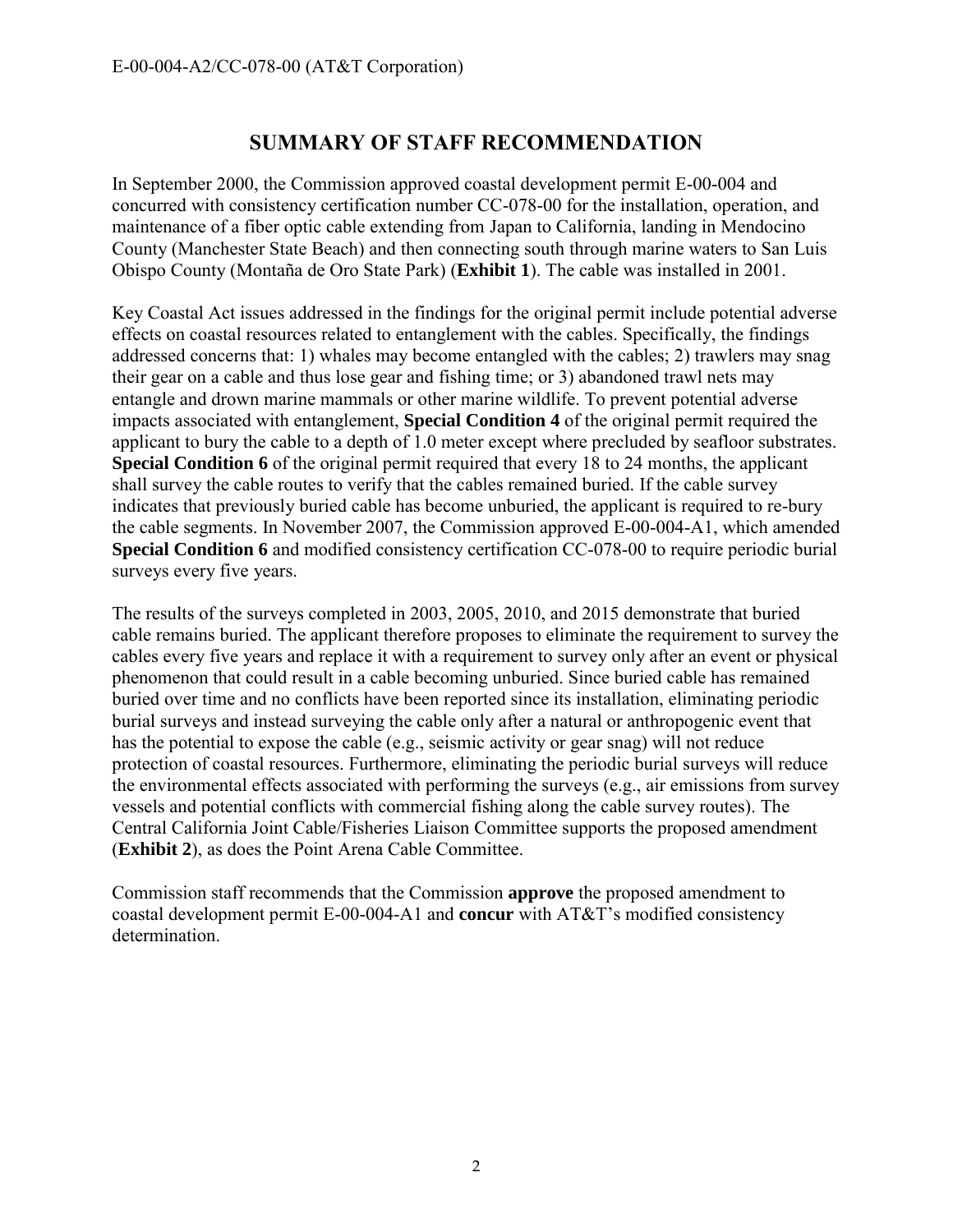## SUMMARY OF STAFF RECOMMENDATION

In September 2000, the Commission approved coastal development permit E-00-004 and concurred with consistency certification number CC-078-00 for the installation, operation, and maintenance of a fiber optic cable extending from Japan to California, landing in Mendocino County (Manchester State Beach) and then connecting south through marine waters to San Luis Obispo County (Montaña de Oro State Park) (**Exhibit 1**). The cable was installed in 2001.

Key Coastal Act issues addressed in the findings for the original permit include potential adverse effects on coastal resources related to entanglement with the cables. Specifically, the findings addressed concerns that: 1) whales may become entangled with the cables; 2) trawlers may snag their gear on a cable and thus lose gear and fishing time; or 3) abandoned trawl nets may entangle and drown marine mammals or other marine wildlife. To prevent potential adverse impacts associated with entanglement, **Special Condition 4** of the original permit required the applicant to bury the cable to a depth of 1.0 meter except where precluded by seafloor substrates. **Special Condition 6** of the original permit required that every 18 to 24 months, the applicant shall survey the cable routes to verify that the cables remained buried. If the cable survey indicates that previously buried cable has become unburied, the applicant is required to re-bury the cable segments. In November 2007, the Commission approved E-00-004-A1, which amended **Special Condition 6** and modified consistency certification CC-078-00 to require periodic burial surveys every five years.

The results of the surveys completed in 2003, 2005, 2010, and 2015 demonstrate that buried cable remains buried. The applicant therefore proposes to eliminate the requirement to survey the cables every five years and replace it with a requirement to survey only after an event or physical phenomenon that could result in a cable becoming unburied. Since buried cable has remained buried over time and no conflicts have been reported since its installation, eliminating periodic burial surveys and instead surveying the cable only after a natural or anthropogenic event that has the potential to expose the cable (e.g., seismic activity or gear snag) will not reduce protection of coastal resources. Furthermore, eliminating the periodic burial surveys will reduce the environmental effects associated with performing the surveys (e.g., air emissions from survey vessels and potential conflicts with commercial fishing along the cable survey routes). The Central California Joint Cable/Fisheries Liaison Committee supports the proposed amendment (**Exhibit 2**), as does the Point Arena Cable Committee.

Commission staff recommends that the Commission **approve** the proposed amendment to coastal development permit E-00-004-A1 and **concur** with AT&T's modified consistency determination.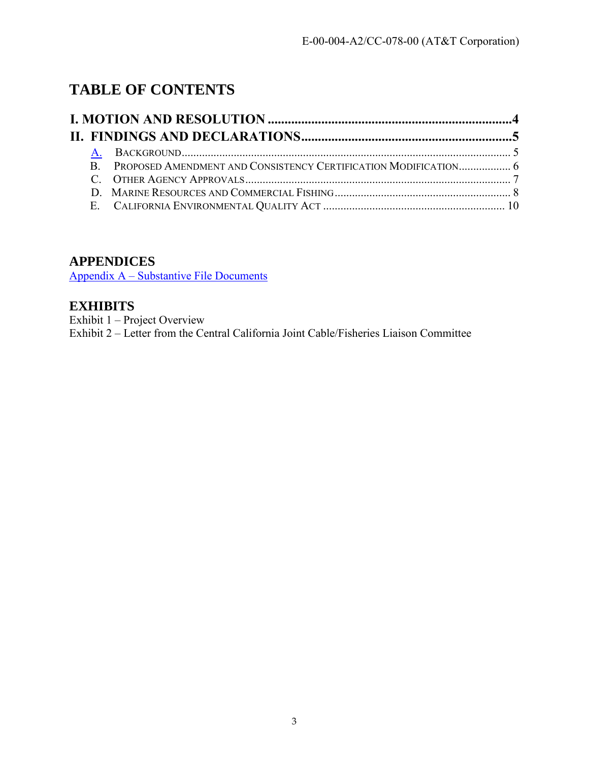# TABLE OF CONTENTS

**I. MOTION AND RESOLUTION ........................................................................4**

**II. FINDINGS AND DECLARATIONS..............................................................5**

- A. BACKGROUND ................................................................................................................. 5
- B. PROPOSED AMENDMENT AND CONSISTENCY CERTIFICATION MODIFICATION .................. 6
- C. OTHER AGENCY APPROVALS ............................................................................................ 7
- D. MARINE RESOURCES AND COMMERCIAL FISHING ............................................................ 8
- E. CALIFORNIA ENVIRONMENTAL QUALITY ACT .............................................................. 10

## APPENDICES

Appendix A – Substantive File Documents

## EXHIBITS

Exhibit 1 – Project Overview
Exhibit 2 – Letter from the Central California Joint Cable/Fisheries Liaison Committee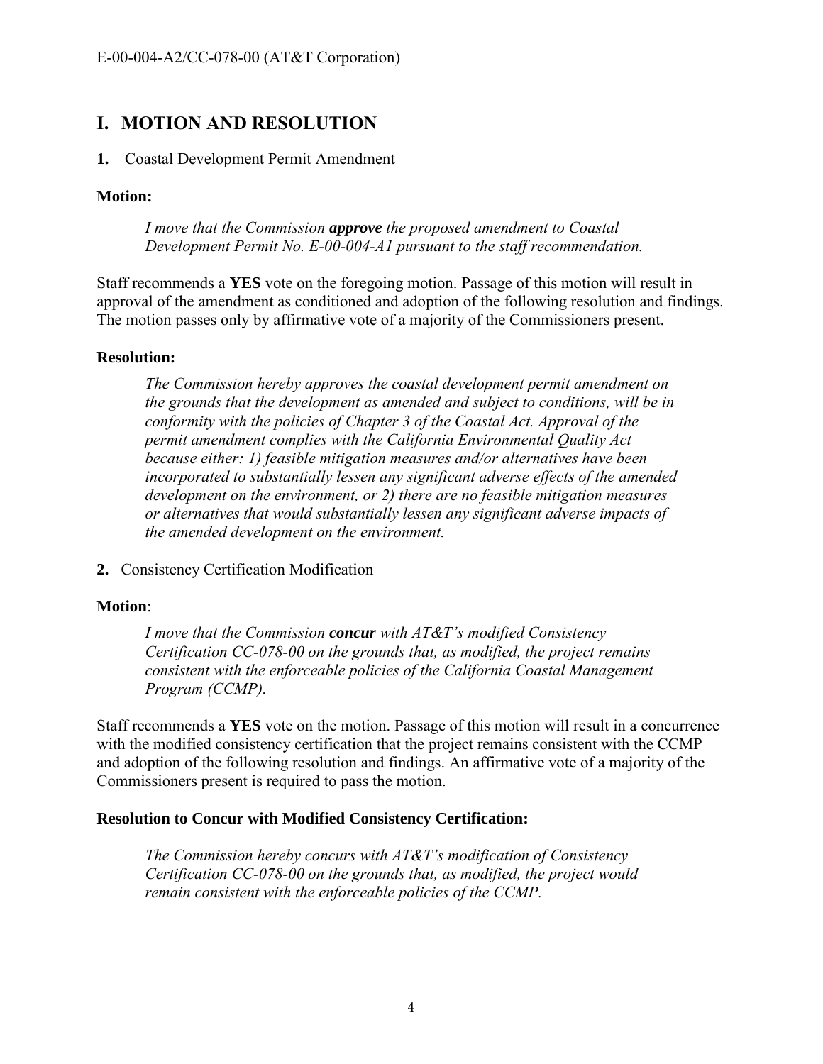# I. MOTION AND RESOLUTION

**1.** Coastal Development Permit Amendment

**Motion:**

> *I move that the Commission **approve** the proposed amendment to Coastal Development Permit No. E-00-004-A1 pursuant to the staff recommendation.*

Staff recommends a **YES** vote on the foregoing motion. Passage of this motion will result in approval of the amendment as conditioned and adoption of the following resolution and findings. The motion passes only by affirmative vote of a majority of the Commissioners present.

**Resolution:**

> *The Commission hereby approves the coastal development permit amendment on the grounds that the development as amended and subject to conditions, will be in conformity with the policies of Chapter 3 of the Coastal Act. Approval of the permit amendment complies with the California Environmental Quality Act because either: 1) feasible mitigation measures and/or alternatives have been incorporated to substantially lessen any significant adverse effects of the amended development on the environment, or 2) there are no feasible mitigation measures or alternatives that would substantially lessen any significant adverse impacts of the amended development on the environment.*

**2.** Consistency Certification Modification

**Motion**:

> *I move that the Commission **concur** with AT&T's modified Consistency Certification CC-078-00 on the grounds that, as modified, the project remains consistent with the enforceable policies of the California Coastal Management Program (CCMP).*

Staff recommends a **YES** vote on the motion. Passage of this motion will result in a concurrence with the modified consistency certification that the project remains consistent with the CCMP and adoption of the following resolution and findings. An affirmative vote of a majority of the Commissioners present is required to pass the motion.

**Resolution to Concur with Modified Consistency Certification:**

> *The Commission hereby concurs with AT&T's modification of Consistency Certification CC-078-00 on the grounds that, as modified, the project would remain consistent with the enforceable policies of the CCMP.*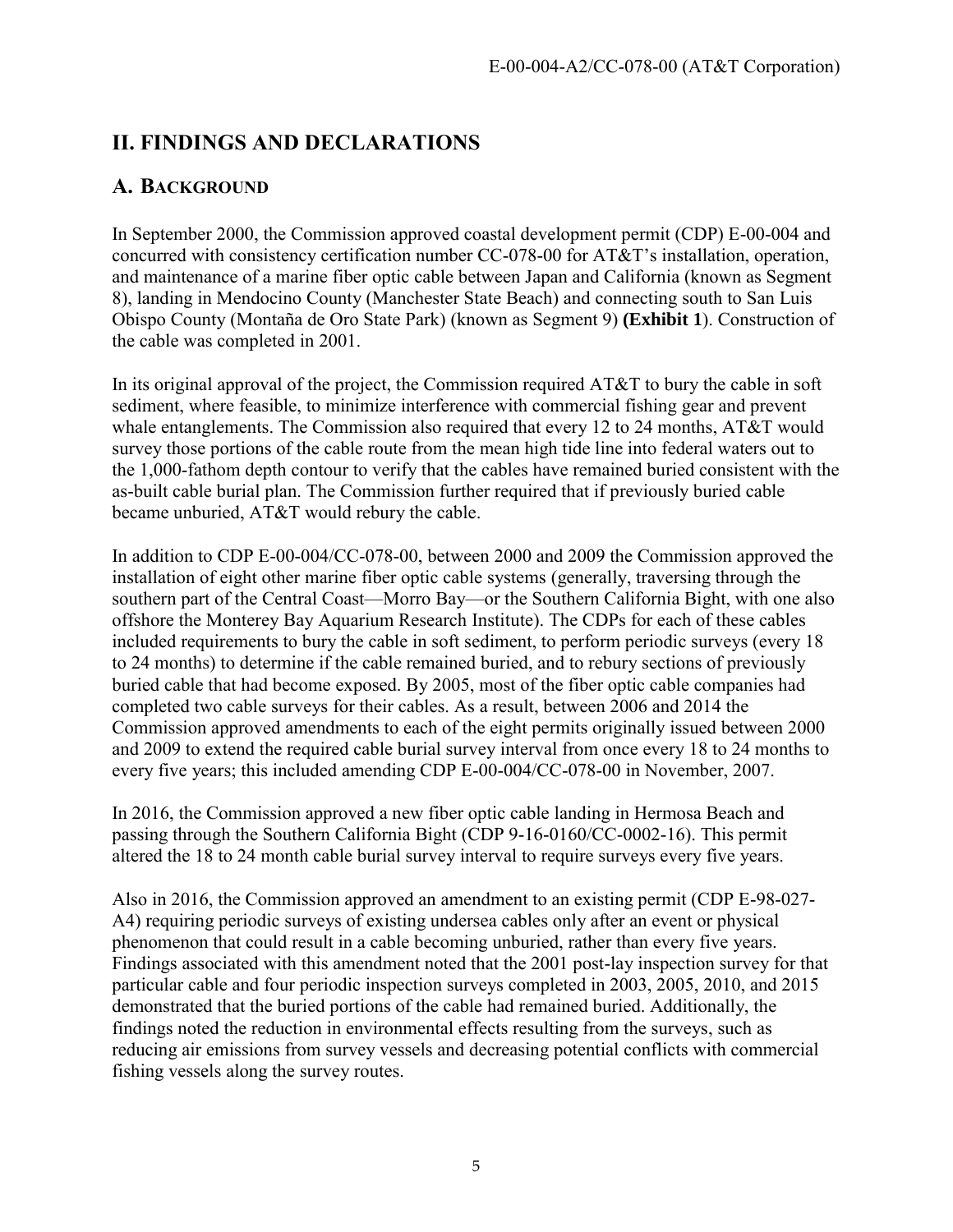## II. FINDINGS AND DECLARATIONS

### A. BACKGROUND

In September 2000, the Commission approved coastal development permit (CDP) E-00-004 and concurred with consistency certification number CC-078-00 for AT&T's installation, operation, and maintenance of a marine fiber optic cable between Japan and California (known as Segment 8), landing in Mendocino County (Manchester State Beach) and connecting south to San Luis Obispo County (Montaña de Oro State Park) (known as Segment 9) **(Exhibit 1**). Construction of the cable was completed in 2001.

In its original approval of the project, the Commission required AT&T to bury the cable in soft sediment, where feasible, to minimize interference with commercial fishing gear and prevent whale entanglements. The Commission also required that every 12 to 24 months, AT&T would survey those portions of the cable route from the mean high tide line into federal waters out to the 1,000-fathom depth contour to verify that the cables have remained buried consistent with the as-built cable burial plan. The Commission further required that if previously buried cable became unburied, AT&T would rebury the cable.

In addition to CDP E-00-004/CC-078-00, between 2000 and 2009 the Commission approved the installation of eight other marine fiber optic cable systems (generally, traversing through the southern part of the Central Coast—Morro Bay—or the Southern California Bight, with one also offshore the Monterey Bay Aquarium Research Institute). The CDPs for each of these cables included requirements to bury the cable in soft sediment, to perform periodic surveys (every 18 to 24 months) to determine if the cable remained buried, and to rebury sections of previously buried cable that had become exposed. By 2005, most of the fiber optic cable companies had completed two cable surveys for their cables. As a result, between 2006 and 2014 the Commission approved amendments to each of the eight permits originally issued between 2000 and 2009 to extend the required cable burial survey interval from once every 18 to 24 months to every five years; this included amending CDP E-00-004/CC-078-00 in November, 2007.

In 2016, the Commission approved a new fiber optic cable landing in Hermosa Beach and passing through the Southern California Bight (CDP 9-16-0160/CC-0002-16). This permit altered the 18 to 24 month cable burial survey interval to require surveys every five years.

Also in 2016, the Commission approved an amendment to an existing permit (CDP E-98-027-A4) requiring periodic surveys of existing undersea cables only after an event or physical phenomenon that could result in a cable becoming unburied, rather than every five years. Findings associated with this amendment noted that the 2001 post-lay inspection survey for that particular cable and four periodic inspection surveys completed in 2003, 2005, 2010, and 2015 demonstrated that the buried portions of the cable had remained buried. Additionally, the findings noted the reduction in environmental effects resulting from the surveys, such as reducing air emissions from survey vessels and decreasing potential conflicts with commercial fishing vessels along the survey routes.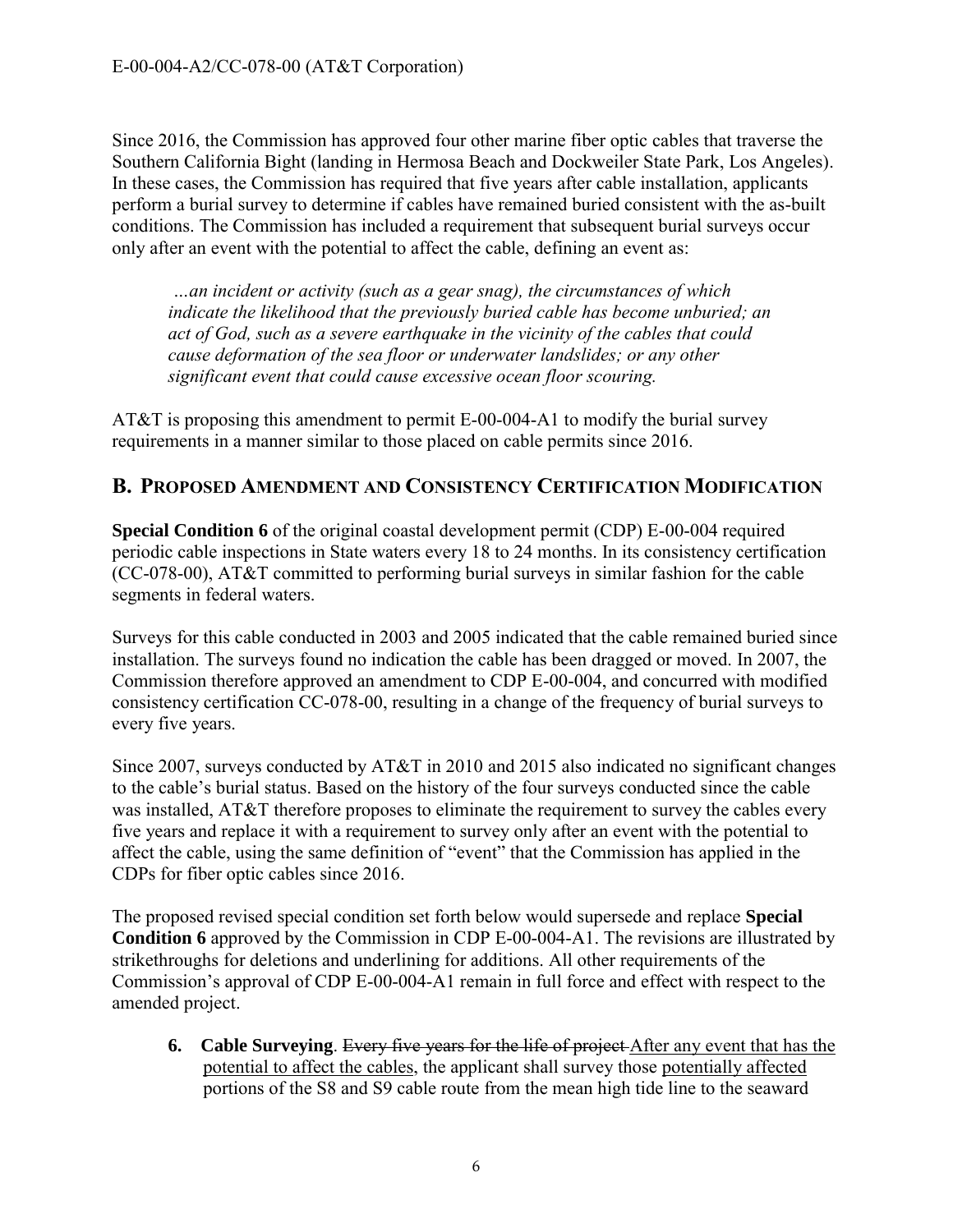Since 2016, the Commission has approved four other marine fiber optic cables that traverse the Southern California Bight (landing in Hermosa Beach and Dockweiler State Park, Los Angeles). In these cases, the Commission has required that five years after cable installation, applicants perform a burial survey to determine if cables have remained buried consistent with the as-built conditions. The Commission has included a requirement that subsequent burial surveys occur only after an event with the potential to affect the cable, defining an event as:

> *…an incident or activity (such as a gear snag), the circumstances of which indicate the likelihood that the previously buried cable has become unburied; an act of God, such as a severe earthquake in the vicinity of the cables that could cause deformation of the sea floor or underwater landslides; or any other significant event that could cause excessive ocean floor scouring.*

AT&T is proposing this amendment to permit E-00-004-A1 to modify the burial survey requirements in a manner similar to those placed on cable permits since 2016.

## B. Proposed Amendment and Consistency Certification Modification

**Special Condition 6** of the original coastal development permit (CDP) E-00-004 required periodic cable inspections in State waters every 18 to 24 months. In its consistency certification (CC-078-00), AT&T committed to performing burial surveys in similar fashion for the cable segments in federal waters.

Surveys for this cable conducted in 2003 and 2005 indicated that the cable remained buried since installation. The surveys found no indication the cable has been dragged or moved. In 2007, the Commission therefore approved an amendment to CDP E-00-004, and concurred with modified consistency certification CC-078-00, resulting in a change of the frequency of burial surveys to every five years.

Since 2007, surveys conducted by AT&T in 2010 and 2015 also indicated no significant changes to the cable's burial status. Based on the history of the four surveys conducted since the cable was installed, AT&T therefore proposes to eliminate the requirement to survey the cables every five years and replace it with a requirement to survey only after an event with the potential to affect the cable, using the same definition of "event" that the Commission has applied in the CDPs for fiber optic cables since 2016.

The proposed revised special condition set forth below would supersede and replace **Special Condition 6** approved by the Commission in CDP E-00-004-A1. The revisions are illustrated by strikethroughs for deletions and underlining for additions. All other requirements of the Commission's approval of CDP E-00-004-A1 remain in full force and effect with respect to the amended project.

> **6. Cable Surveying**. ~~Every five years for the life of project~~ <u>After any event that has the potential to affect the cables</u>, the applicant shall survey those <u>potentially affected</u> portions of the S8 and S9 cable route from the mean high tide line to the seaward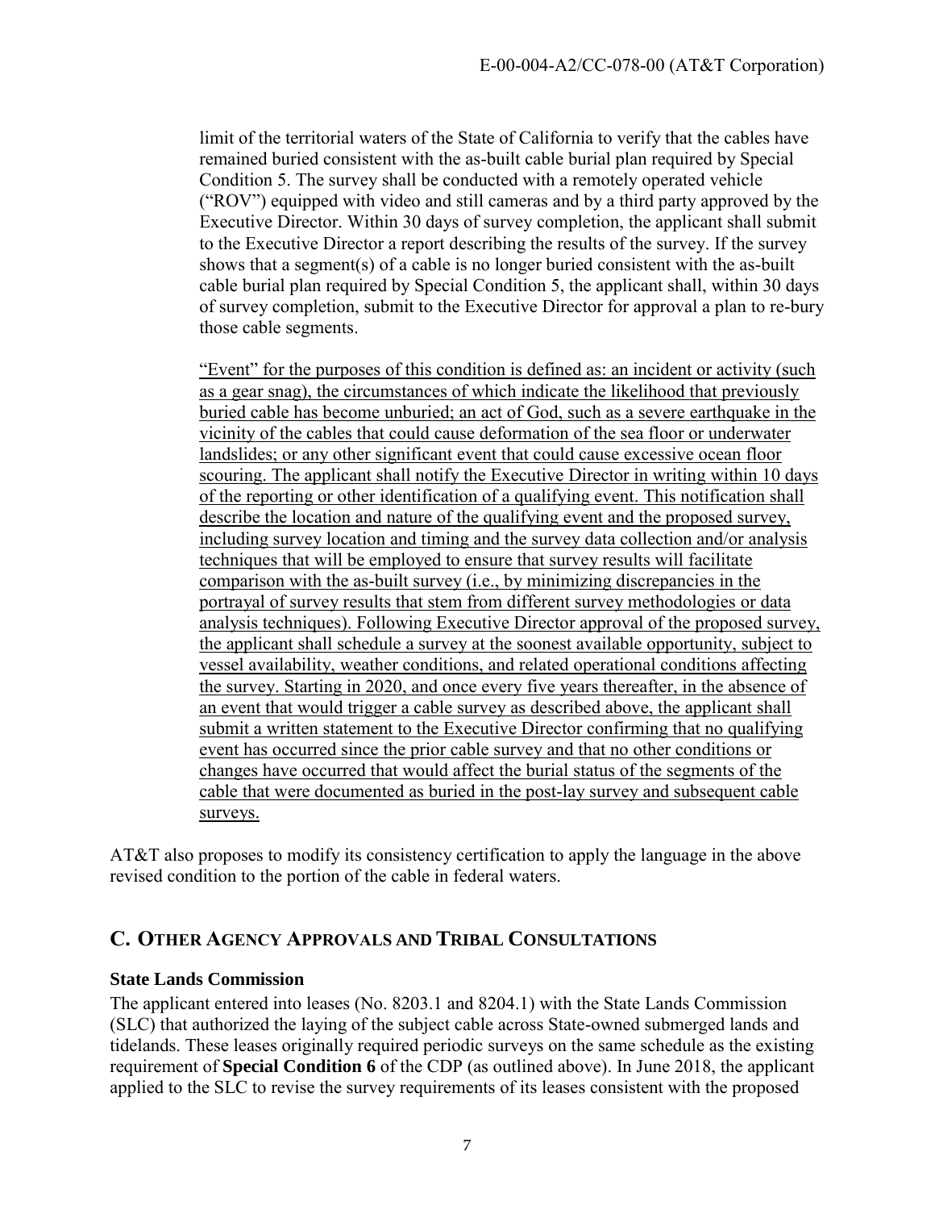limit of the territorial waters of the State of California to verify that the cables have remained buried consistent with the as-built cable burial plan required by Special Condition 5. The survey shall be conducted with a remotely operated vehicle ("ROV") equipped with video and still cameras and by a third party approved by the Executive Director. Within 30 days of survey completion, the applicant shall submit to the Executive Director a report describing the results of the survey. If the survey shows that a segment(s) of a cable is no longer buried consistent with the as-built cable burial plan required by Special Condition 5, the applicant shall, within 30 days of survey completion, submit to the Executive Director for approval a plan to re-bury those cable segments.

<u>"Event" for the purposes of this condition is defined as: an incident or activity (such as a gear snag), the circumstances of which indicate the likelihood that previously buried cable has become unburied; an act of God, such as a severe earthquake in the vicinity of the cables that could cause deformation of the sea floor or underwater landslides; or any other significant event that could cause excessive ocean floor scouring. The applicant shall notify the Executive Director in writing within 10 days of the reporting or other identification of a qualifying event. This notification shall describe the location and nature of the qualifying event and the proposed survey, including survey location and timing and the survey data collection and/or analysis techniques that will be employed to ensure that survey results will facilitate comparison with the as-built survey (i.e., by minimizing discrepancies in the portrayal of survey results that stem from different survey methodologies or data analysis techniques). Following Executive Director approval of the proposed survey, the applicant shall schedule a survey at the soonest available opportunity, subject to vessel availability, weather conditions, and related operational conditions affecting the survey. Starting in 2020, and once every five years thereafter, in the absence of an event that would trigger a cable survey as described above, the applicant shall submit a written statement to the Executive Director confirming that no qualifying event has occurred since the prior cable survey and that no other conditions or changes have occurred that would affect the burial status of the segments of the cable that were documented as buried in the post-lay survey and subsequent cable surveys.</u>

AT&T also proposes to modify its consistency certification to apply the language in the above revised condition to the portion of the cable in federal waters.

## C. Other Agency Approvals and Tribal Consultations

### State Lands Commission

The applicant entered into leases (No. 8203.1 and 8204.1) with the State Lands Commission (SLC) that authorized the laying of the subject cable across State-owned submerged lands and tidelands. These leases originally required periodic surveys on the same schedule as the existing requirement of **Special Condition 6** of the CDP (as outlined above). In June 2018, the applicant applied to the SLC to revise the survey requirements of its leases consistent with the proposed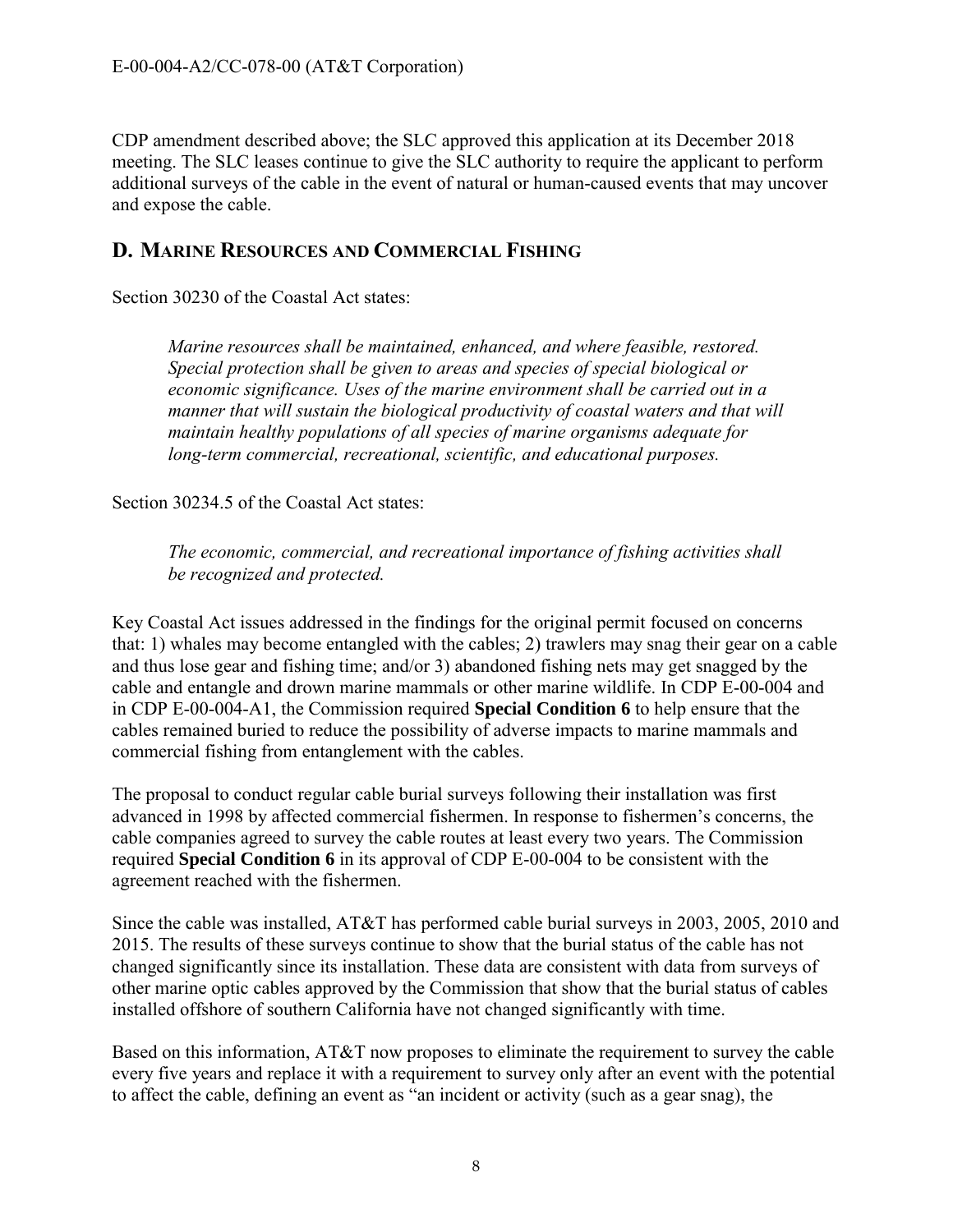CDP amendment described above; the SLC approved this application at its December 2018 meeting. The SLC leases continue to give the SLC authority to require the applicant to perform additional surveys of the cable in the event of natural or human-caused events that may uncover and expose the cable.

## D. MARINE RESOURCES AND COMMERCIAL FISHING

Section 30230 of the Coastal Act states:

> *Marine resources shall be maintained, enhanced, and where feasible, restored. Special protection shall be given to areas and species of special biological or economic significance. Uses of the marine environment shall be carried out in a manner that will sustain the biological productivity of coastal waters and that will maintain healthy populations of all species of marine organisms adequate for long-term commercial, recreational, scientific, and educational purposes.*

Section 30234.5 of the Coastal Act states:

> *The economic, commercial, and recreational importance of fishing activities shall be recognized and protected.*

Key Coastal Act issues addressed in the findings for the original permit focused on concerns that: 1) whales may become entangled with the cables; 2) trawlers may snag their gear on a cable and thus lose gear and fishing time; and/or 3) abandoned fishing nets may get snagged by the cable and entangle and drown marine mammals or other marine wildlife. In CDP E-00-004 and in CDP E-00-004-A1, the Commission required **Special Condition 6** to help ensure that the cables remained buried to reduce the possibility of adverse impacts to marine mammals and commercial fishing from entanglement with the cables.

The proposal to conduct regular cable burial surveys following their installation was first advanced in 1998 by affected commercial fishermen. In response to fishermen's concerns, the cable companies agreed to survey the cable routes at least every two years. The Commission required **Special Condition 6** in its approval of CDP E-00-004 to be consistent with the agreement reached with the fishermen.

Since the cable was installed, AT&T has performed cable burial surveys in 2003, 2005, 2010 and 2015. The results of these surveys continue to show that the burial status of the cable has not changed significantly since its installation. These data are consistent with data from surveys of other marine optic cables approved by the Commission that show that the burial status of cables installed offshore of southern California have not changed significantly with time.

Based on this information, AT&T now proposes to eliminate the requirement to survey the cable every five years and replace it with a requirement to survey only after an event with the potential to affect the cable, defining an event as "an incident or activity (such as a gear snag), the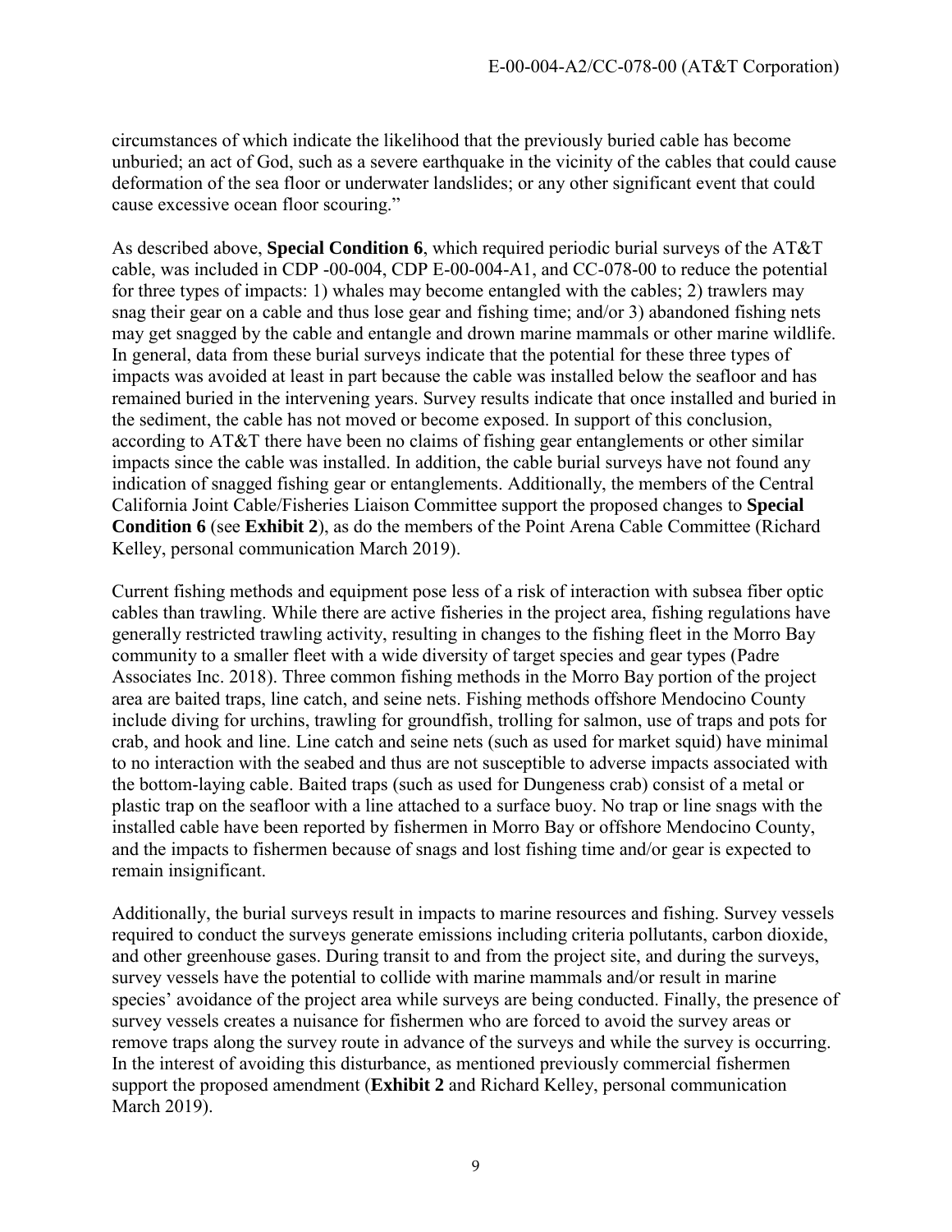circumstances of which indicate the likelihood that the previously buried cable has become unburied; an act of God, such as a severe earthquake in the vicinity of the cables that could cause deformation of the sea floor or underwater landslides; or any other significant event that could cause excessive ocean floor scouring."

As described above, **Special Condition 6**, which required periodic burial surveys of the AT&T cable, was included in CDP -00-004, CDP E-00-004-A1, and CC-078-00 to reduce the potential for three types of impacts: 1) whales may become entangled with the cables; 2) trawlers may snag their gear on a cable and thus lose gear and fishing time; and/or 3) abandoned fishing nets may get snagged by the cable and entangle and drown marine mammals or other marine wildlife. In general, data from these burial surveys indicate that the potential for these three types of impacts was avoided at least in part because the cable was installed below the seafloor and has remained buried in the intervening years. Survey results indicate that once installed and buried in the sediment, the cable has not moved or become exposed. In support of this conclusion, according to AT&T there have been no claims of fishing gear entanglements or other similar impacts since the cable was installed. In addition, the cable burial surveys have not found any indication of snagged fishing gear or entanglements. Additionally, the members of the Central California Joint Cable/Fisheries Liaison Committee support the proposed changes to **Special Condition 6** (see **Exhibit 2**), as do the members of the Point Arena Cable Committee (Richard Kelley, personal communication March 2019).

Current fishing methods and equipment pose less of a risk of interaction with subsea fiber optic cables than trawling. While there are active fisheries in the project area, fishing regulations have generally restricted trawling activity, resulting in changes to the fishing fleet in the Morro Bay community to a smaller fleet with a wide diversity of target species and gear types (Padre Associates Inc. 2018). Three common fishing methods in the Morro Bay portion of the project area are baited traps, line catch, and seine nets. Fishing methods offshore Mendocino County include diving for urchins, trawling for groundfish, trolling for salmon, use of traps and pots for crab, and hook and line. Line catch and seine nets (such as used for market squid) have minimal to no interaction with the seabed and thus are not susceptible to adverse impacts associated with the bottom-laying cable. Baited traps (such as used for Dungeness crab) consist of a metal or plastic trap on the seafloor with a line attached to a surface buoy. No trap or line snags with the installed cable have been reported by fishermen in Morro Bay or offshore Mendocino County, and the impacts to fishermen because of snags and lost fishing time and/or gear is expected to remain insignificant.

Additionally, the burial surveys result in impacts to marine resources and fishing. Survey vessels required to conduct the surveys generate emissions including criteria pollutants, carbon dioxide, and other greenhouse gases. During transit to and from the project site, and during the surveys, survey vessels have the potential to collide with marine mammals and/or result in marine species' avoidance of the project area while surveys are being conducted. Finally, the presence of survey vessels creates a nuisance for fishermen who are forced to avoid the survey areas or remove traps along the survey route in advance of the surveys and while the survey is occurring. In the interest of avoiding this disturbance, as mentioned previously commercial fishermen support the proposed amendment (**Exhibit 2** and Richard Kelley, personal communication March 2019).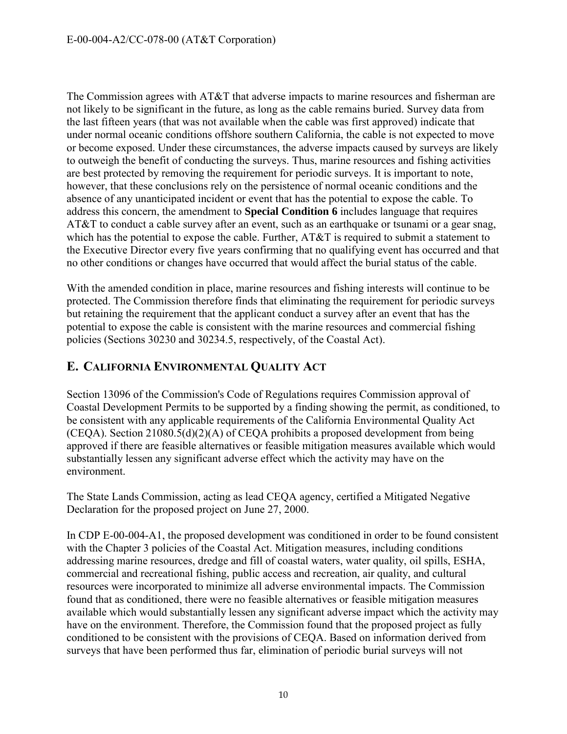The Commission agrees with AT&T that adverse impacts to marine resources and fisherman are not likely to be significant in the future, as long as the cable remains buried. Survey data from the last fifteen years (that was not available when the cable was first approved) indicate that under normal oceanic conditions offshore southern California, the cable is not expected to move or become exposed. Under these circumstances, the adverse impacts caused by surveys are likely to outweigh the benefit of conducting the surveys. Thus, marine resources and fishing activities are best protected by removing the requirement for periodic surveys. It is important to note, however, that these conclusions rely on the persistence of normal oceanic conditions and the absence of any unanticipated incident or event that has the potential to expose the cable. To address this concern, the amendment to **Special Condition 6** includes language that requires AT&T to conduct a cable survey after an event, such as an earthquake or tsunami or a gear snag, which has the potential to expose the cable. Further, AT&T is required to submit a statement to the Executive Director every five years confirming that no qualifying event has occurred and that no other conditions or changes have occurred that would affect the burial status of the cable.

With the amended condition in place, marine resources and fishing interests will continue to be protected. The Commission therefore finds that eliminating the requirement for periodic surveys but retaining the requirement that the applicant conduct a survey after an event that has the potential to expose the cable is consistent with the marine resources and commercial fishing policies (Sections 30230 and 30234.5, respectively, of the Coastal Act).

## E. CALIFORNIA ENVIRONMENTAL QUALITY ACT

Section 13096 of the Commission's Code of Regulations requires Commission approval of Coastal Development Permits to be supported by a finding showing the permit, as conditioned, to be consistent with any applicable requirements of the California Environmental Quality Act (CEQA). Section 21080.5(d)(2)(A) of CEQA prohibits a proposed development from being approved if there are feasible alternatives or feasible mitigation measures available which would substantially lessen any significant adverse effect which the activity may have on the environment.

The State Lands Commission, acting as lead CEQA agency, certified a Mitigated Negative Declaration for the proposed project on June 27, 2000.

In CDP E-00-004-A1, the proposed development was conditioned in order to be found consistent with the Chapter 3 policies of the Coastal Act. Mitigation measures, including conditions addressing marine resources, dredge and fill of coastal waters, water quality, oil spills, ESHA, commercial and recreational fishing, public access and recreation, air quality, and cultural resources were incorporated to minimize all adverse environmental impacts. The Commission found that as conditioned, there were no feasible alternatives or feasible mitigation measures available which would substantially lessen any significant adverse impact which the activity may have on the environment. Therefore, the Commission found that the proposed project as fully conditioned to be consistent with the provisions of CEQA. Based on information derived from surveys that have been performed thus far, elimination of periodic burial surveys will not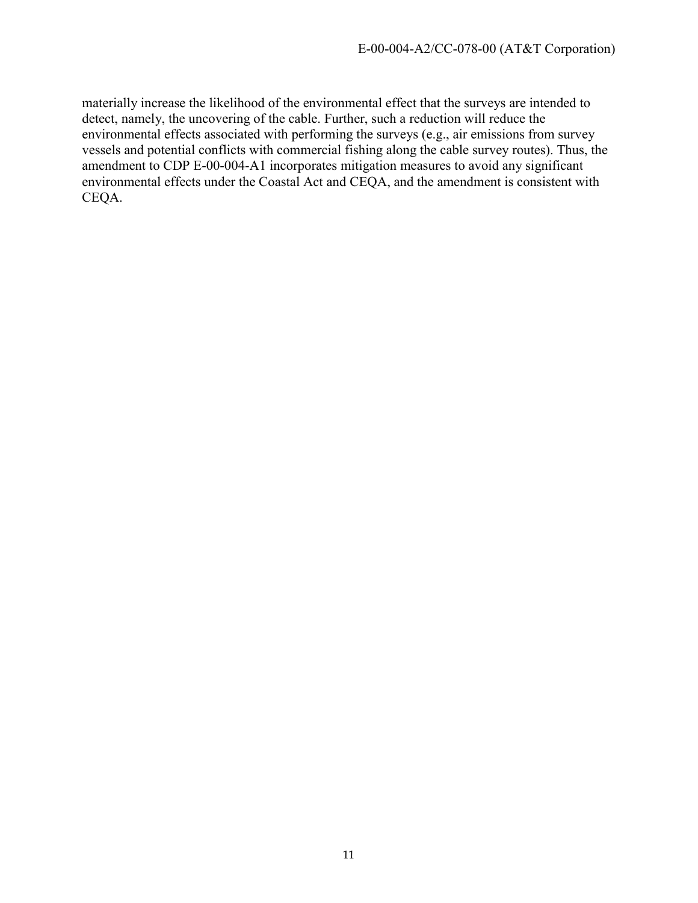materially increase the likelihood of the environmental effect that the surveys are intended to detect, namely, the uncovering of the cable. Further, such a reduction will reduce the environmental effects associated with performing the surveys (e.g., air emissions from survey vessels and potential conflicts with commercial fishing along the cable survey routes). Thus, the amendment to CDP E-00-004-A1 incorporates mitigation measures to avoid any significant environmental effects under the Coastal Act and CEQA, and the amendment is consistent with CEQA.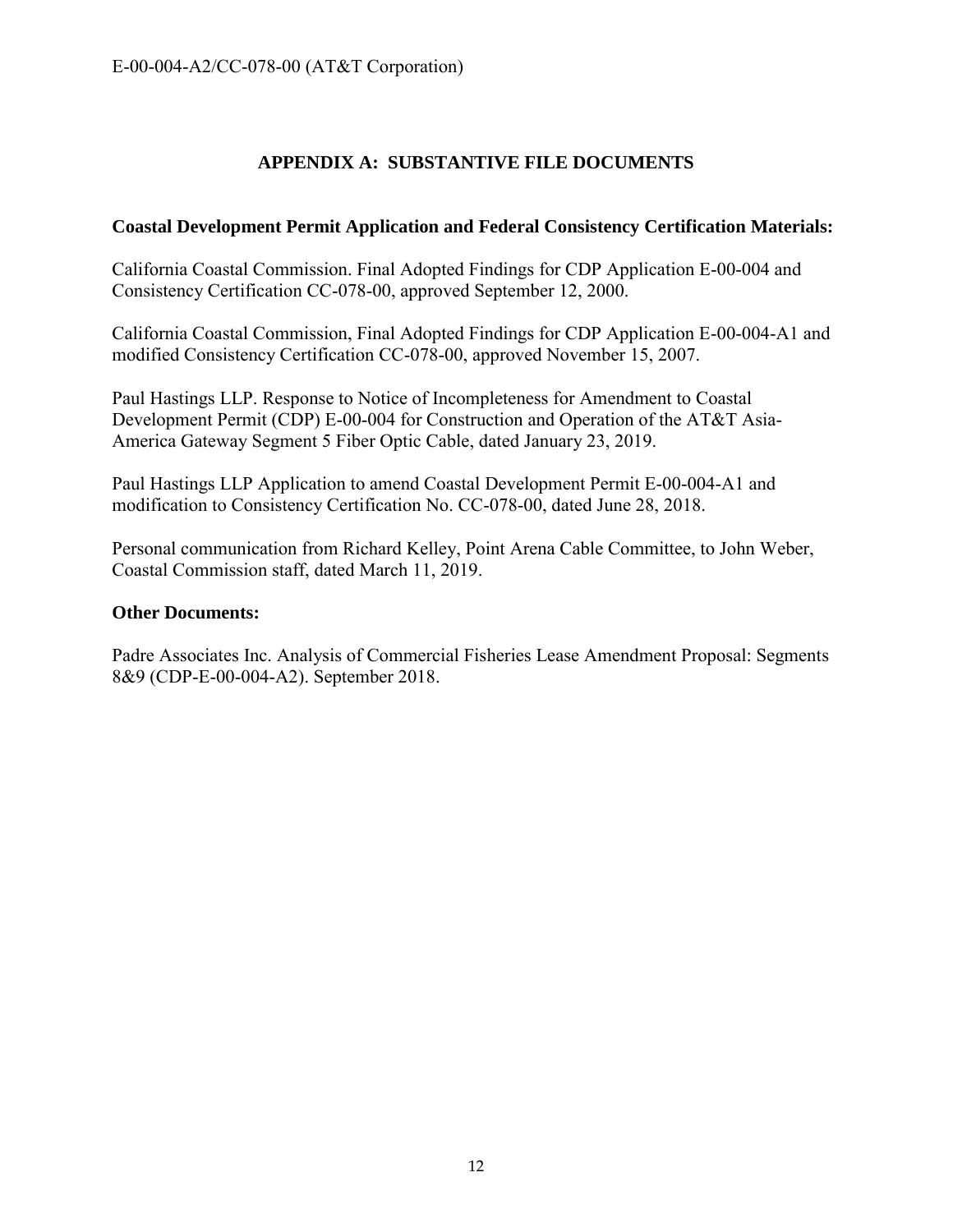## APPENDIX A: SUBSTANTIVE FILE DOCUMENTS

**Coastal Development Permit Application and Federal Consistency Certification Materials:**

California Coastal Commission. Final Adopted Findings for CDP Application E-00-004 and Consistency Certification CC-078-00, approved September 12, 2000.

California Coastal Commission, Final Adopted Findings for CDP Application E-00-004-A1 and modified Consistency Certification CC-078-00, approved November 15, 2007.

Paul Hastings LLP. Response to Notice of Incompleteness for Amendment to Coastal Development Permit (CDP) E-00-004 for Construction and Operation of the AT&T Asia-America Gateway Segment 5 Fiber Optic Cable, dated January 23, 2019.

Paul Hastings LLP Application to amend Coastal Development Permit E-00-004-A1 and modification to Consistency Certification No. CC-078-00, dated June 28, 2018.

Personal communication from Richard Kelley, Point Arena Cable Committee, to John Weber, Coastal Commission staff, dated March 11, 2019.

**Other Documents:**

Padre Associates Inc. Analysis of Commercial Fisheries Lease Amendment Proposal: Segments 8&9 (CDP-E-00-004-A2). September 2018.